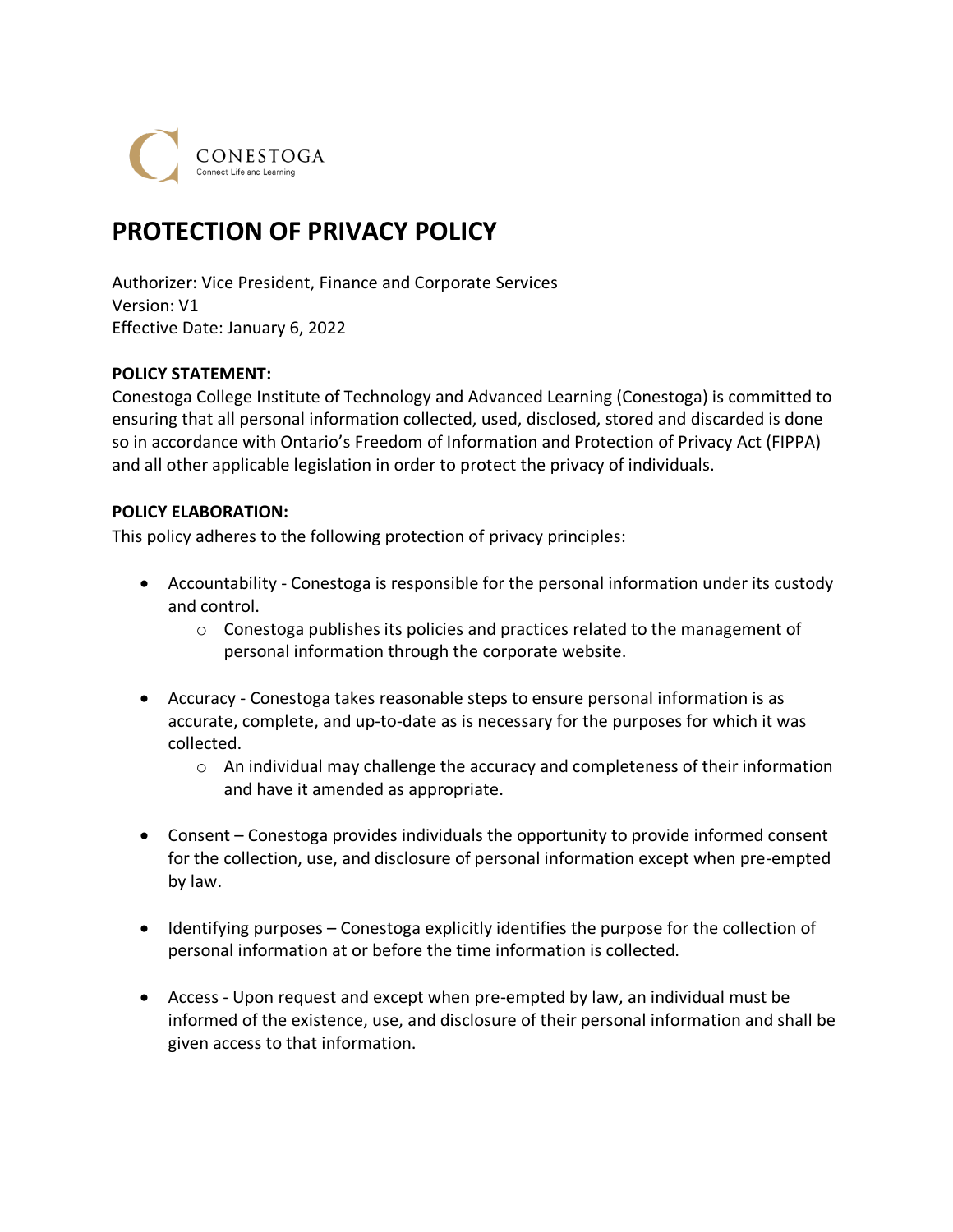# PROTECTION OF PRIVACY POLICY

Authorizer: Vice President, Finance and Corporate Services
Version: V1
Effective Date: January 6, 2022

**POLICY STATEMENT:**

Conestoga College Institute of Technology and Advanced Learning (Conestoga) is committed to ensuring that all personal information collected, used, disclosed, stored and discarded is done so in accordance with Ontario's Freedom of Information and Protection of Privacy Act (FIPPA) and all other applicable legislation in order to protect the privacy of individuals.

**POLICY ELABORATION:**

This policy adheres to the following protection of privacy principles:

- Accountability - Conestoga is responsible for the personal information under its custody and control.
    - Conestoga publishes its policies and practices related to the management of personal information through the corporate website.

- Accuracy - Conestoga takes reasonable steps to ensure personal information is as accurate, complete, and up-to-date as is necessary for the purposes for which it was collected.
    - An individual may challenge the accuracy and completeness of their information and have it amended as appropriate.

- Consent – Conestoga provides individuals the opportunity to provide informed consent for the collection, use, and disclosure of personal information except when pre-empted by law.

- Identifying purposes – Conestoga explicitly identifies the purpose for the collection of personal information at or before the time information is collected.

- Access - Upon request and except when pre-empted by law, an individual must be informed of the existence, use, and disclosure of their personal information and shall be given access to that information.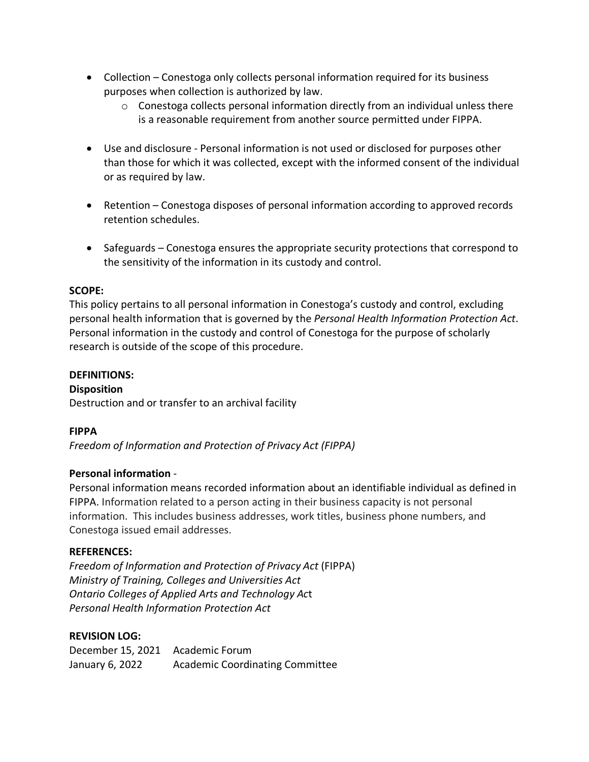- Collection – Conestoga only collects personal information required for its business purposes when collection is authorized by law.
  - Conestoga collects personal information directly from an individual unless there is a reasonable requirement from another source permitted under FIPPA.
- Use and disclosure - Personal information is not used or disclosed for purposes other than those for which it was collected, except with the informed consent of the individual or as required by law.
- Retention – Conestoga disposes of personal information according to approved records retention schedules.
- Safeguards – Conestoga ensures the appropriate security protections that correspond to the sensitivity of the information in its custody and control.

**SCOPE:**

This policy pertains to all personal information in Conestoga's custody and control, excluding personal health information that is governed by the *Personal Health Information Protection Act*. Personal information in the custody and control of Conestoga for the purpose of scholarly research is outside of the scope of this procedure.

**DEFINITIONS:**

**Disposition**

Destruction and or transfer to an archival facility

**FIPPA**

*Freedom of Information and Protection of Privacy Act (FIPPA)*

**Personal information** -

Personal information means recorded information about an identifiable individual as defined in FIPPA. Information related to a person acting in their business capacity is not personal information. This includes business addresses, work titles, business phone numbers, and Conestoga issued email addresses.

**REFERENCES:**

*Freedom of Information and Protection of Privacy Act* (FIPPA)
*Ministry of Training, Colleges and Universities Act*
*Ontario Colleges of Applied Arts and Technology Ac*t
*Personal Health Information Protection Act*

**REVISION LOG:**

| | |
|---|---|
| December 15, 2021 | Academic Forum |
| January 6, 2022 | Academic Coordinating Committee |